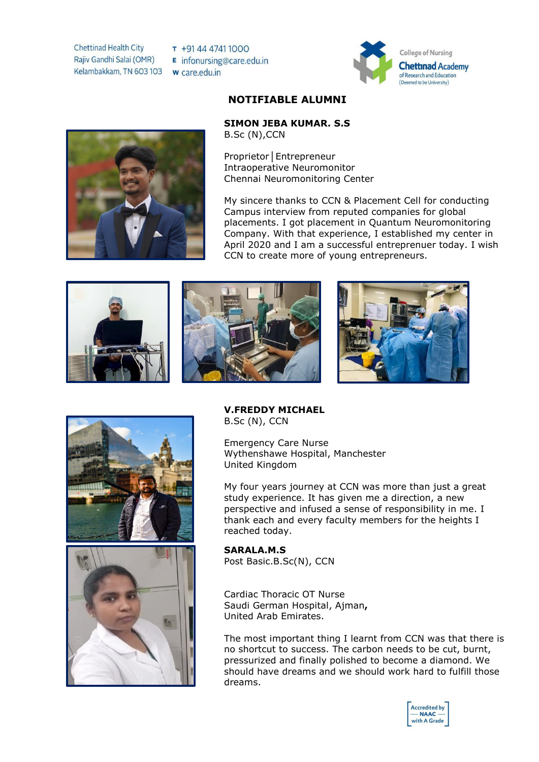Chettinad Health City
Rajiv Gandhi Salai (OMR)
Kelambakkam, TN 603 103

T +91 44 4741 1000
E infonursing@care.edu.in
W care.edu.in

College of Nursing
Chettinad Academy of Research and Education
(Deemed to be University)

# NOTIFIABLE ALUMNI

**SIMON JEBA KUMAR. S.S**
B.Sc (N),CCN

Proprietor | Entrepreneur
Intraoperative Neuromonitor
Chennai Neuromonitoring Center

My sincere thanks to CCN & Placement Cell for conducting Campus interview from reputed companies for global placements. I got placement in Quantum Neuromonitoring Company. With that experience, I established my center in April 2020 and I am a successful entreprenuer today. I wish CCN to create more of young entrepreneurs.

**V.FREDDY MICHAEL**
B.Sc (N), CCN

Emergency Care Nurse
Wythenshawe Hospital, Manchester
United Kingdom

My four years journey at CCN was more than just a great study experience. It has given me a direction, a new perspective and infused a sense of responsibility in me. I thank each and every faculty members for the heights I reached today.

**SARALA.M.S**
Post Basic.B.Sc(N), CCN

Cardiac Thoracic OT Nurse
Saudi German Hospital, Ajman,
United Arab Emirates.

The most important thing I learnt from CCN was that there is no shortcut to success. The carbon needs to be cut, burnt, pressurized and finally polished to become a diamond. We should have dreams and we should work hard to fulfill those dreams.

Accredited by NAAC with A Grade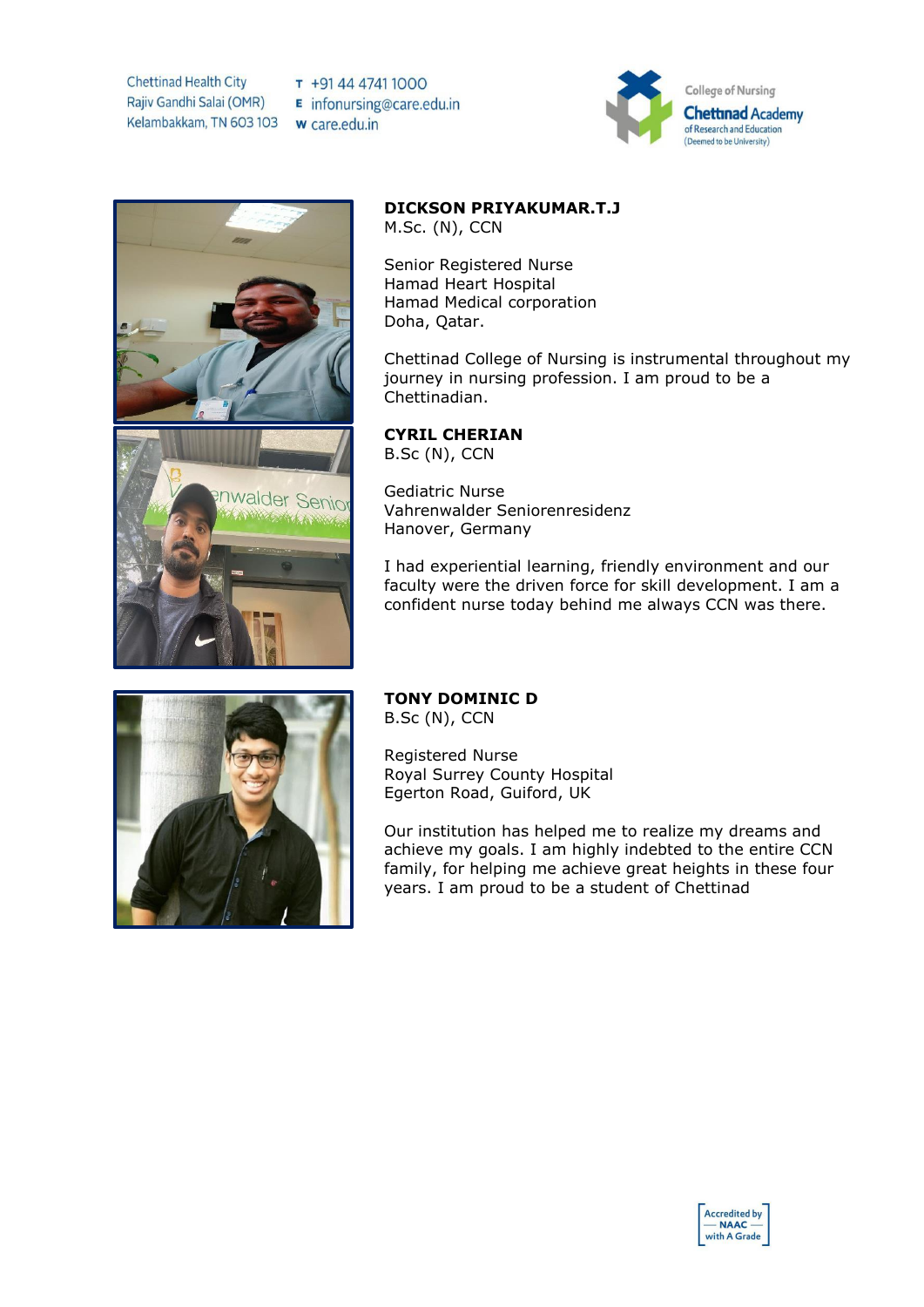**DICKSON PRIYAKUMAR.T.J**
M.Sc. (N), CCN

Senior Registered Nurse
Hamad Heart Hospital
Hamad Medical corporation
Doha, Qatar.

Chettinad College of Nursing is instrumental throughout my journey in nursing profession. I am proud to be a Chettinadian.

**CYRIL CHERIAN**
B.Sc (N), CCN

Gediatric Nurse
Vahrenwalder Seniorenresidenz
Hanover, Germany

I had experiential learning, friendly environment and our faculty were the driven force for skill development. I am a confident nurse today behind me always CCN was there.

**TONY DOMINIC D**
B.Sc (N), CCN

Registered Nurse
Royal Surrey County Hospital
Egerton Road, Guiford, UK

Our institution has helped me to realize my dreams and achieve my goals. I am highly indebted to the entire CCN family, for helping me achieve great heights in these four years. I am proud to be a student of Chettinad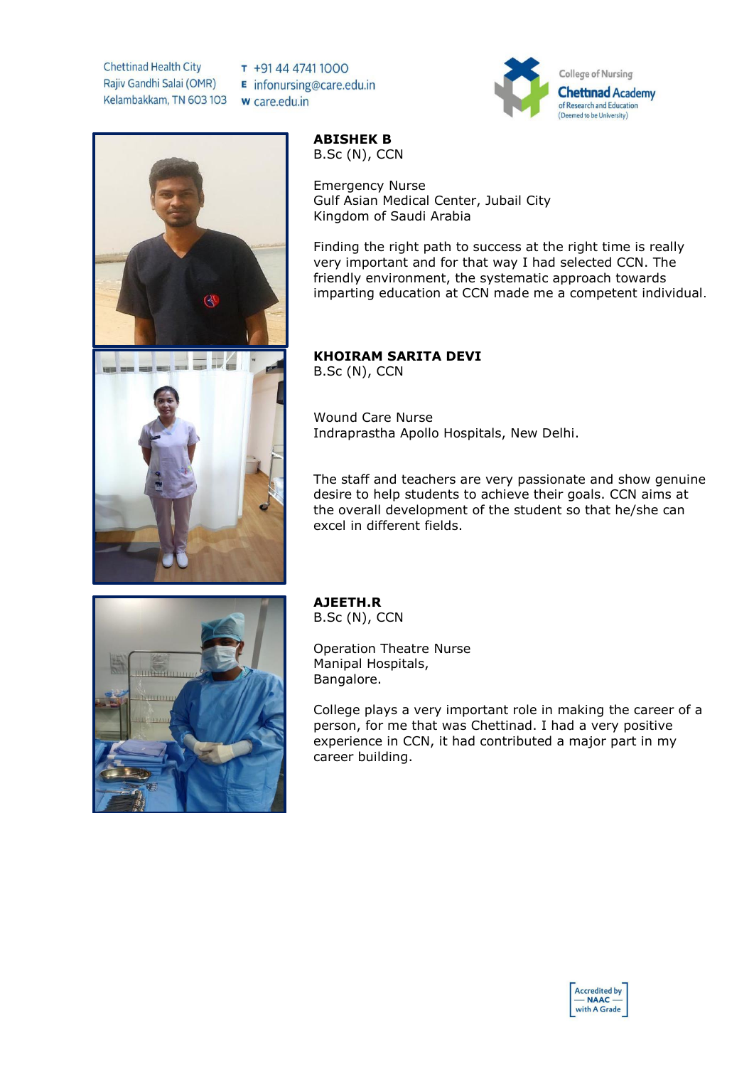**ABISHEK B**
B.Sc (N), CCN

Emergency Nurse
Gulf Asian Medical Center, Jubail City
Kingdom of Saudi Arabia

Finding the right path to success at the right time is really very important and for that way I had selected CCN. The friendly environment, the systematic approach towards imparting education at CCN made me a competent individual.

**KHOIRAM SARITA DEVI**
B.Sc (N), CCN

Wound Care Nurse
Indraprastha Apollo Hospitals, New Delhi.

The staff and teachers are very passionate and show genuine desire to help students to achieve their goals. CCN aims at the overall development of the student so that he/she can excel in different fields.

**AJEETH.R**
B.Sc (N), CCN

Operation Theatre Nurse
Manipal Hospitals,
Bangalore.

College plays a very important role in making the career of a person, for me that was Chettinad. I had a very positive experience in CCN, it had contributed a major part in my career building.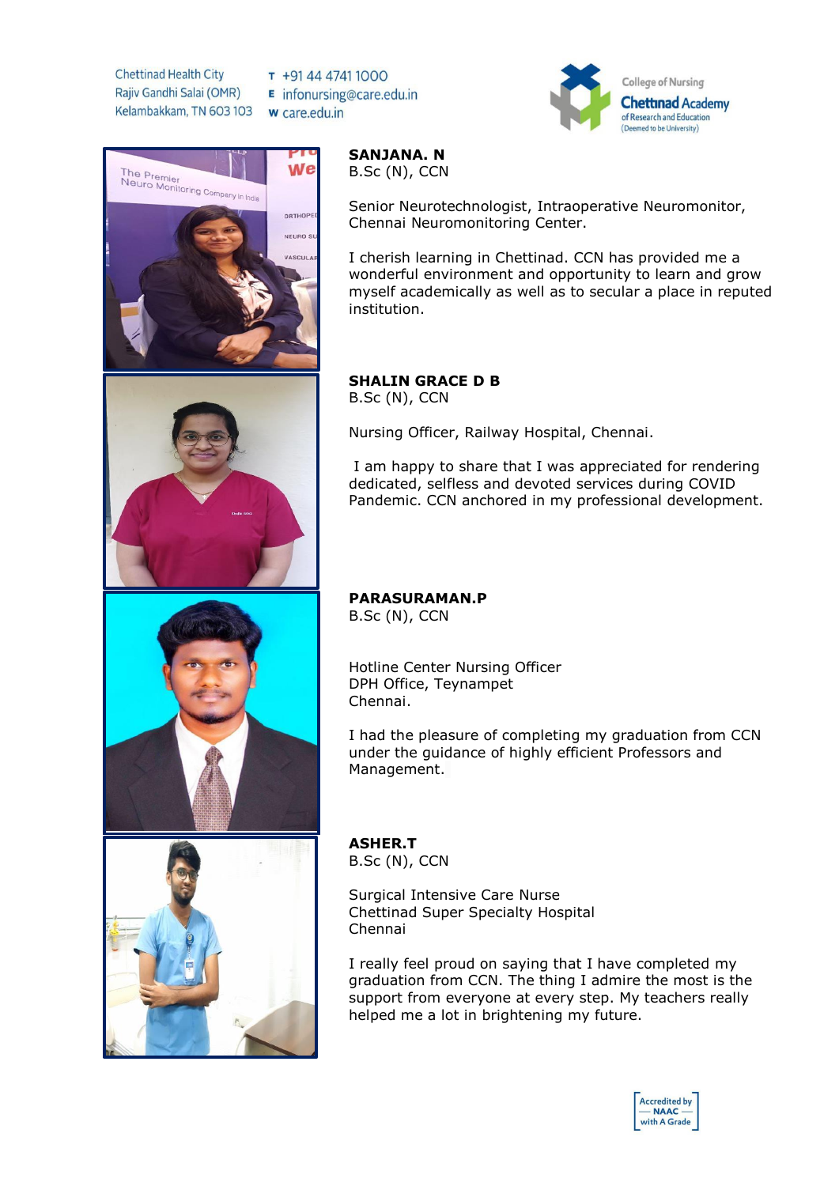**SANJANA. N**
B.Sc (N), CCN

Senior Neurotechnologist, Intraoperative Neuromonitor, Chennai Neuromonitoring Center.

I cherish learning in Chettinad. CCN has provided me a wonderful environment and opportunity to learn and grow myself academically as well as to secular a place in reputed institution.

**SHALIN GRACE D B**
B.Sc (N), CCN

Nursing Officer, Railway Hospital, Chennai.

I am happy to share that I was appreciated for rendering dedicated, selfless and devoted services during COVID Pandemic. CCN anchored in my professional development.

**PARASURAMAN.P**
B.Sc (N), CCN

Hotline Center Nursing Officer
DPH Office, Teynampet
Chennai.

I had the pleasure of completing my graduation from CCN under the guidance of highly efficient Professors and Management.

**ASHER.T**
B.Sc (N), CCN

Surgical Intensive Care Nurse
Chettinad Super Specialty Hospital
Chennai

I really feel proud on saying that I have completed my graduation from CCN. The thing I admire the most is the support from everyone at every step. My teachers really helped me a lot in brightening my future.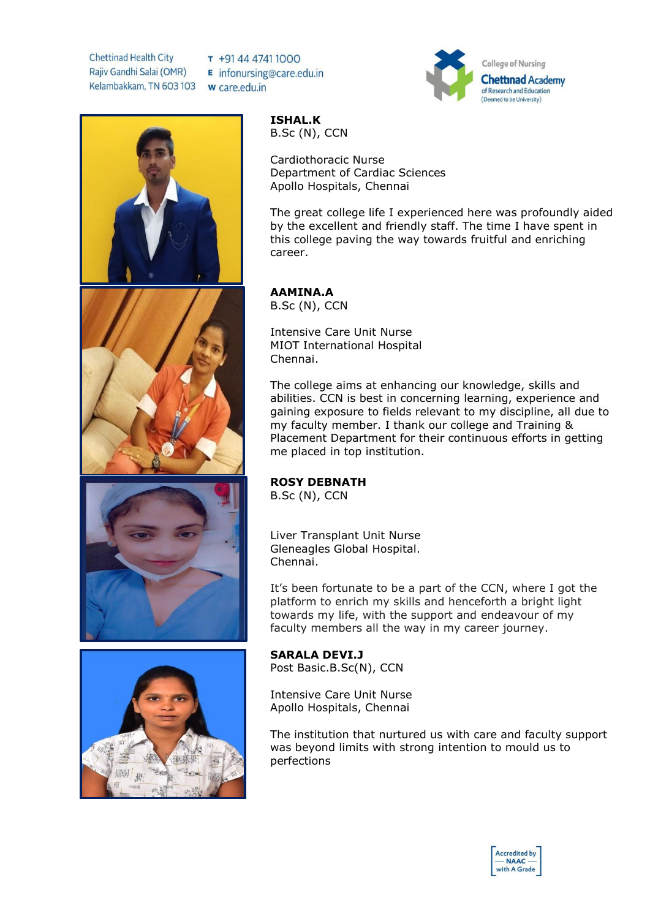**ISHAL.K**
B.Sc (N), CCN

Cardiothoracic Nurse
Department of Cardiac Sciences
Apollo Hospitals, Chennai

The great college life I experienced here was profoundly aided by the excellent and friendly staff. The time I have spent in this college paving the way towards fruitful and enriching career.

**AAMINA.A**
B.Sc (N), CCN

Intensive Care Unit Nurse
MIOT International Hospital
Chennai.

The college aims at enhancing our knowledge, skills and abilities. CCN is best in concerning learning, experience and gaining exposure to fields relevant to my discipline, all due to my faculty member. I thank our college and Training & Placement Department for their continuous efforts in getting me placed in top institution.

**ROSY DEBNATH**
B.Sc (N), CCN

Liver Transplant Unit Nurse
Gleneagles Global Hospital.
Chennai.

It's been fortunate to be a part of the CCN, where I got the platform to enrich my skills and henceforth a bright light towards my life, with the support and endeavour of my faculty members all the way in my career journey.

**SARALA DEVI.J**
Post Basic.B.Sc(N), CCN

Intensive Care Unit Nurse
Apollo Hospitals, Chennai

The institution that nurtured us with care and faculty support was beyond limits with strong intention to mould us to perfections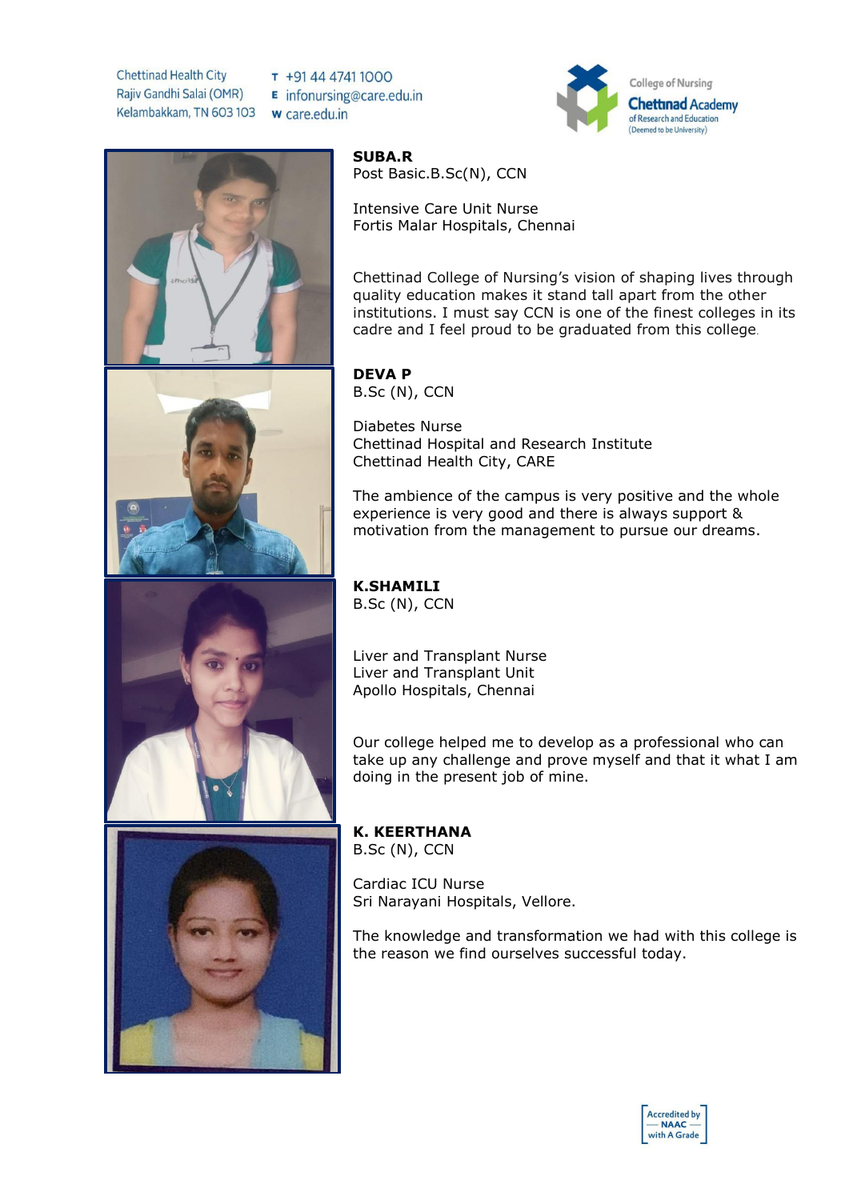**SUBA.R**
Post Basic.B.Sc(N), CCN

Intensive Care Unit Nurse
Fortis Malar Hospitals, Chennai

Chettinad College of Nursing's vision of shaping lives through quality education makes it stand tall apart from the other institutions. I must say CCN is one of the finest colleges in its cadre and I feel proud to be graduated from this college.

**DEVA P**
B.Sc (N), CCN

Diabetes Nurse
Chettinad Hospital and Research Institute
Chettinad Health City, CARE

The ambience of the campus is very positive and the whole experience is very good and there is always support & motivation from the management to pursue our dreams.

**K.SHAMILI**
B.Sc (N), CCN

Liver and Transplant Nurse
Liver and Transplant Unit
Apollo Hospitals, Chennai

Our college helped me to develop as a professional who can take up any challenge and prove myself and that it what I am doing in the present job of mine.

**K. KEERTHANA**
B.Sc (N), CCN

Cardiac ICU Nurse
Sri Narayani Hospitals, Vellore.

The knowledge and transformation we had with this college is the reason we find ourselves successful today.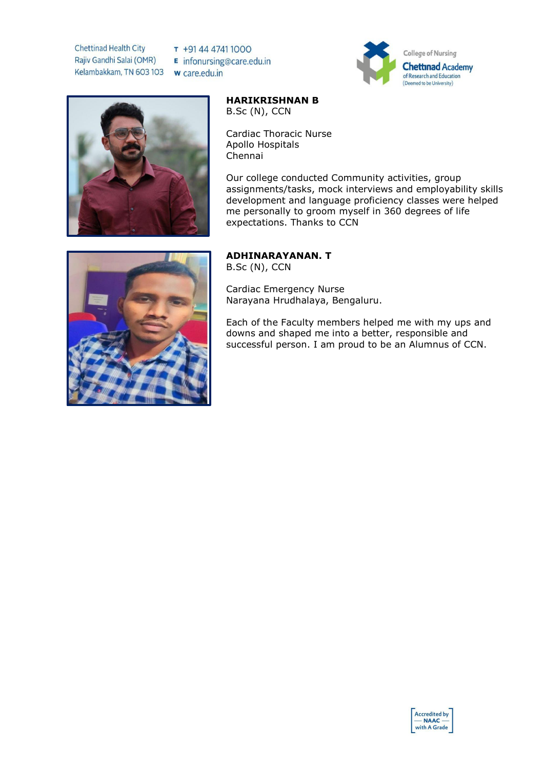**HARIKRISHNAN B**
B.Sc (N), CCN

Cardiac Thoracic Nurse
Apollo Hospitals
Chennai

Our college conducted Community activities, group assignments/tasks, mock interviews and employability skills development and language proficiency classes were helped me personally to groom myself in 360 degrees of life expectations. Thanks to CCN

**ADHINARAYANAN. T**
B.Sc (N), CCN

Cardiac Emergency Nurse
Narayana Hrudhalaya, Bengaluru.

Each of the Faculty members helped me with my ups and downs and shaped me into a better, responsible and successful person. I am proud to be an Alumnus of CCN.